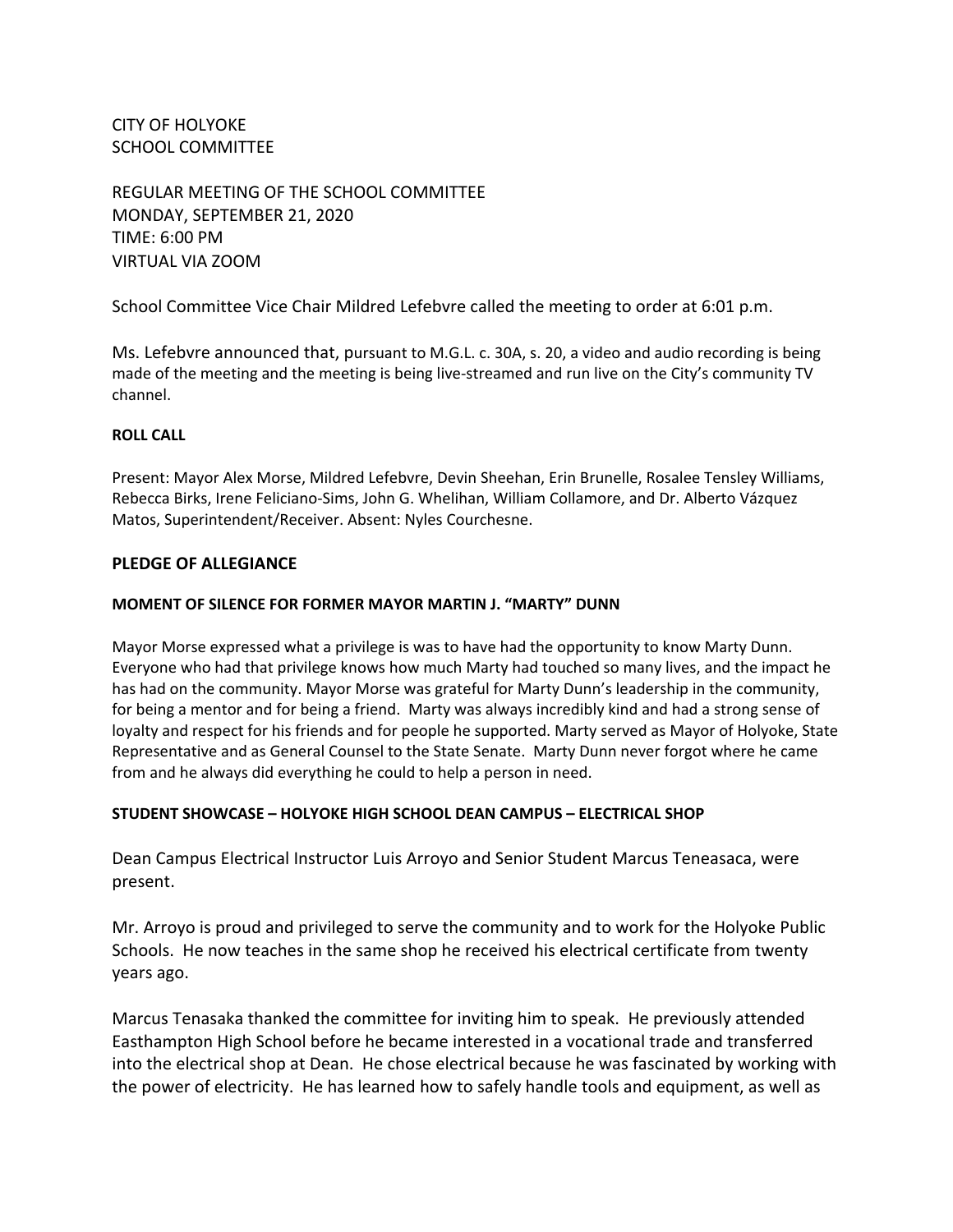CITY OF HOLYOKE
SCHOOL COMMITTEE

REGULAR MEETING OF THE SCHOOL COMMITTEE
MONDAY, SEPTEMBER 21, 2020
TIME: 6:00 PM
VIRTUAL VIA ZOOM

School Committee Vice Chair Mildred Lefebvre called the meeting to order at 6:01 p.m.

Ms. Lefebvre announced that, pursuant to M.G.L. c. 30A, s. 20, a video and audio recording is being made of the meeting and the meeting is being live-streamed and run live on the City's community TV channel.

**ROLL CALL**

Present: Mayor Alex Morse, Mildred Lefebvre, Devin Sheehan, Erin Brunelle, Rosalee Tensley Williams, Rebecca Birks, Irene Feliciano-Sims, John G. Whelihan, William Collamore, and Dr. Alberto Vázquez Matos, Superintendent/Receiver. Absent: Nyles Courchesne.

## PLEDGE OF ALLEGIANCE

**MOMENT OF SILENCE FOR FORMER MAYOR MARTIN J. "MARTY" DUNN**

Mayor Morse expressed what a privilege is was to have had the opportunity to know Marty Dunn. Everyone who had that privilege knows how much Marty had touched so many lives, and the impact he has had on the community. Mayor Morse was grateful for Marty Dunn's leadership in the community, for being a mentor and for being a friend. Marty was always incredibly kind and had a strong sense of loyalty and respect for his friends and for people he supported. Marty served as Mayor of Holyoke, State Representative and as General Counsel to the State Senate. Marty Dunn never forgot where he came from and he always did everything he could to help a person in need.

**STUDENT SHOWCASE – HOLYOKE HIGH SCHOOL DEAN CAMPUS – ELECTRICAL SHOP**

Dean Campus Electrical Instructor Luis Arroyo and Senior Student Marcus Teneasaca, were present.

Mr. Arroyo is proud and privileged to serve the community and to work for the Holyoke Public Schools. He now teaches in the same shop he received his electrical certificate from twenty years ago.

Marcus Tenasaka thanked the committee for inviting him to speak. He previously attended Easthampton High School before he became interested in a vocational trade and transferred into the electrical shop at Dean. He chose electrical because he was fascinated by working with the power of electricity. He has learned how to safely handle tools and equipment, as well as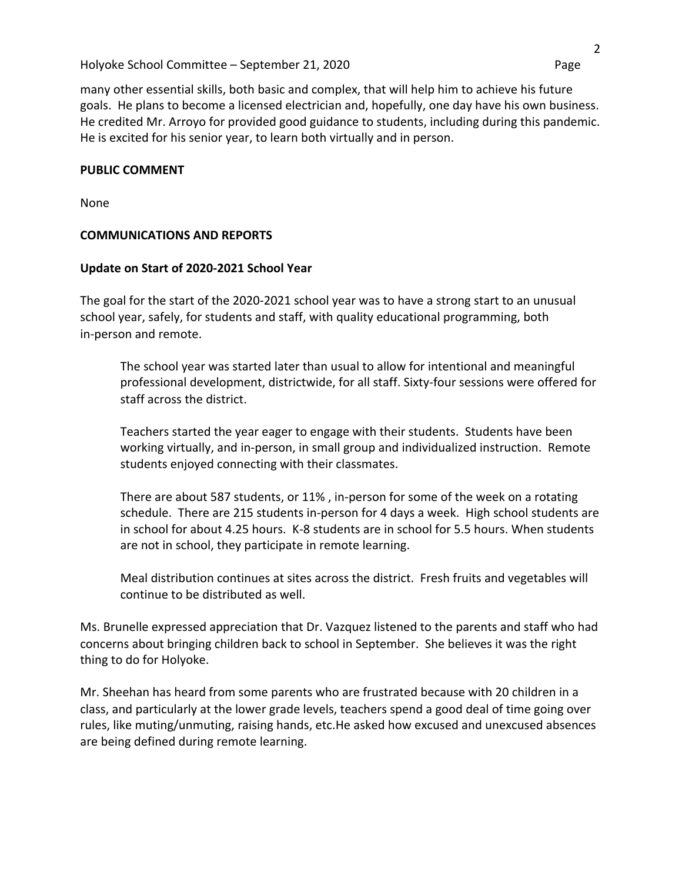many other essential skills, both basic and complex, that will help him to achieve his future goals. He plans to become a licensed electrician and, hopefully, one day have his own business. He credited Mr. Arroyo for provided good guidance to students, including during this pandemic. He is excited for his senior year, to learn both virtually and in person.

**PUBLIC COMMENT**

None

**COMMUNICATIONS AND REPORTS**

**Update on Start of 2020-2021 School Year**

The goal for the start of the 2020-2021 school year was to have a strong start to an unusual school year, safely, for students and staff, with quality educational programming, both in-person and remote.

> The school year was started later than usual to allow for intentional and meaningful professional development, districtwide, for all staff. Sixty-four sessions were offered for staff across the district.
>
> Teachers started the year eager to engage with their students. Students have been working virtually, and in-person, in small group and individualized instruction. Remote students enjoyed connecting with their classmates.
>
> There are about 587 students, or 11% , in-person for some of the week on a rotating schedule. There are 215 students in-person for 4 days a week. High school students are in school for about 4.25 hours. K-8 students are in school for 5.5 hours. When students are not in school, they participate in remote learning.
>
> Meal distribution continues at sites across the district. Fresh fruits and vegetables will continue to be distributed as well.

Ms. Brunelle expressed appreciation that Dr. Vazquez listened to the parents and staff who had concerns about bringing children back to school in September. She believes it was the right thing to do for Holyoke.

Mr. Sheehan has heard from some parents who are frustrated because with 20 children in a class, and particularly at the lower grade levels, teachers spend a good deal of time going over rules, like muting/unmuting, raising hands, etc.He asked how excused and unexcused absences are being defined during remote learning.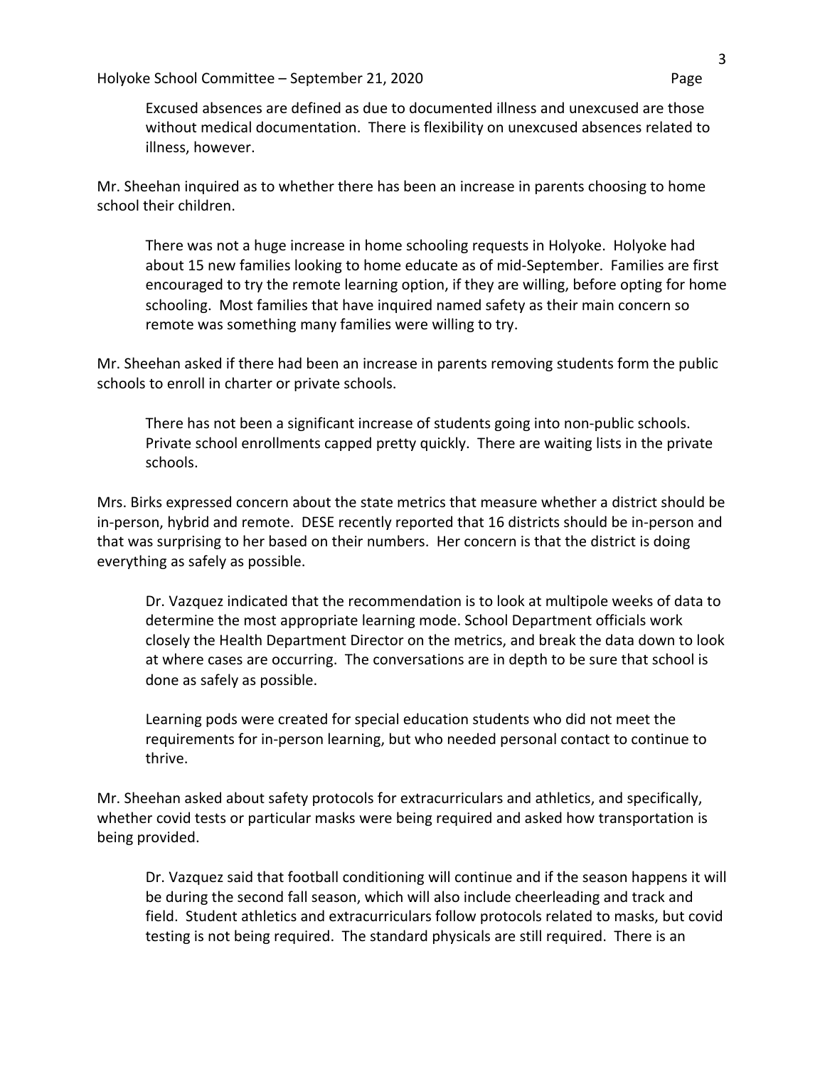Excused absences are defined as due to documented illness and unexcused are those without medical documentation. There is flexibility on unexcused absences related to illness, however.

Mr. Sheehan inquired as to whether there has been an increase in parents choosing to home school their children.

> There was not a huge increase in home schooling requests in Holyoke. Holyoke had about 15 new families looking to home educate as of mid-September. Families are first encouraged to try the remote learning option, if they are willing, before opting for home schooling. Most families that have inquired named safety as their main concern so remote was something many families were willing to try.

Mr. Sheehan asked if there had been an increase in parents removing students form the public schools to enroll in charter or private schools.

> There has not been a significant increase of students going into non-public schools. Private school enrollments capped pretty quickly. There are waiting lists in the private schools.

Mrs. Birks expressed concern about the state metrics that measure whether a district should be in-person, hybrid and remote. DESE recently reported that 16 districts should be in-person and that was surprising to her based on their numbers. Her concern is that the district is doing everything as safely as possible.

> Dr. Vazquez indicated that the recommendation is to look at multipole weeks of data to determine the most appropriate learning mode. School Department officials work closely the Health Department Director on the metrics, and break the data down to look at where cases are occurring. The conversations are in depth to be sure that school is done as safely as possible.
>
> Learning pods were created for special education students who did not meet the requirements for in-person learning, but who needed personal contact to continue to thrive.

Mr. Sheehan asked about safety protocols for extracurriculars and athletics, and specifically, whether covid tests or particular masks were being required and asked how transportation is being provided.

> Dr. Vazquez said that football conditioning will continue and if the season happens it will be during the second fall season, which will also include cheerleading and track and field. Student athletics and extracurriculars follow protocols related to masks, but covid testing is not being required. The standard physicals are still required. There is an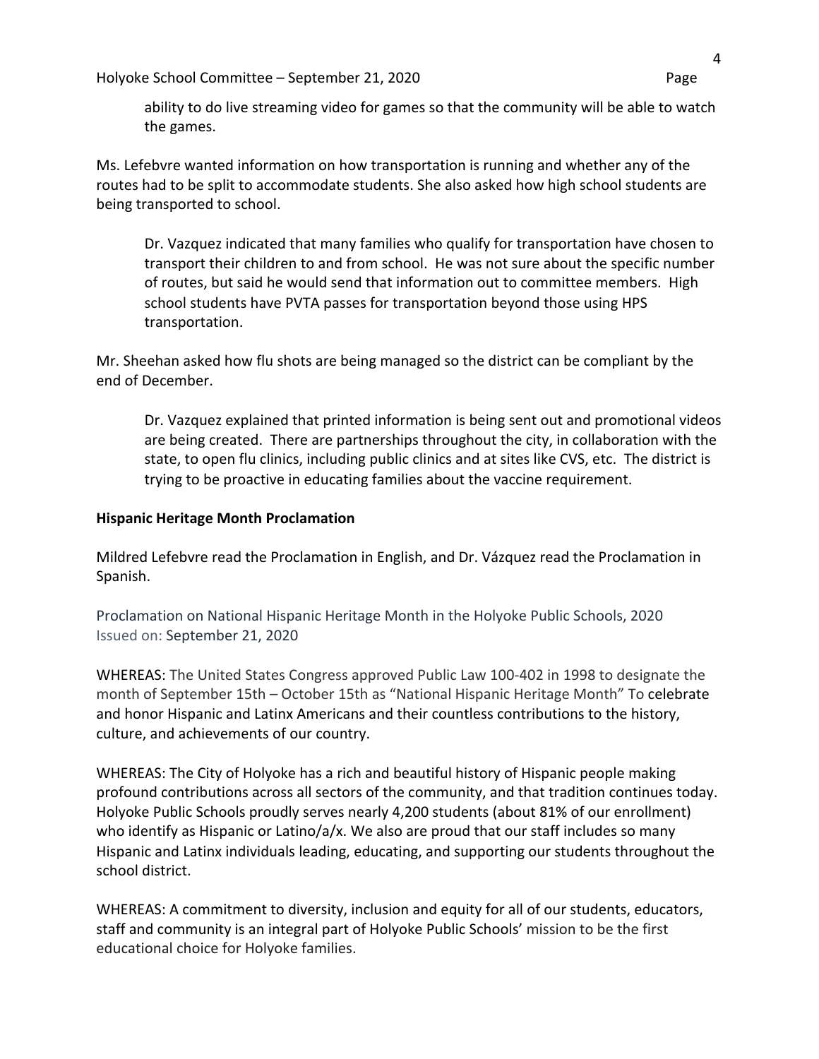ability to do live streaming video for games so that the community will be able to watch the games.

Ms. Lefebvre wanted information on how transportation is running and whether any of the routes had to be split to accommodate students. She also asked how high school students are being transported to school.

> Dr. Vazquez indicated that many families who qualify for transportation have chosen to transport their children to and from school. He was not sure about the specific number of routes, but said he would send that information out to committee members. High school students have PVTA passes for transportation beyond those using HPS transportation.

Mr. Sheehan asked how flu shots are being managed so the district can be compliant by the end of December.

> Dr. Vazquez explained that printed information is being sent out and promotional videos are being created. There are partnerships throughout the city, in collaboration with the state, to open flu clinics, including public clinics and at sites like CVS, etc. The district is trying to be proactive in educating families about the vaccine requirement.

**Hispanic Heritage Month Proclamation**

Mildred Lefebvre read the Proclamation in English, and Dr. Vázquez read the Proclamation in Spanish.

Proclamation on National Hispanic Heritage Month in the Holyoke Public Schools, 2020
Issued on: September 21, 2020

WHEREAS: The United States Congress approved Public Law 100-402 in 1998 to designate the month of September 15th – October 15th as "National Hispanic Heritage Month" To celebrate and honor Hispanic and Latinx Americans and their countless contributions to the history, culture, and achievements of our country.

WHEREAS: The City of Holyoke has a rich and beautiful history of Hispanic people making profound contributions across all sectors of the community, and that tradition continues today. Holyoke Public Schools proudly serves nearly 4,200 students (about 81% of our enrollment) who identify as Hispanic or Latino/a/x. We also are proud that our staff includes so many Hispanic and Latinx individuals leading, educating, and supporting our students throughout the school district.

WHEREAS: A commitment to diversity, inclusion and equity for all of our students, educators, staff and community is an integral part of Holyoke Public Schools' mission to be the first educational choice for Holyoke families.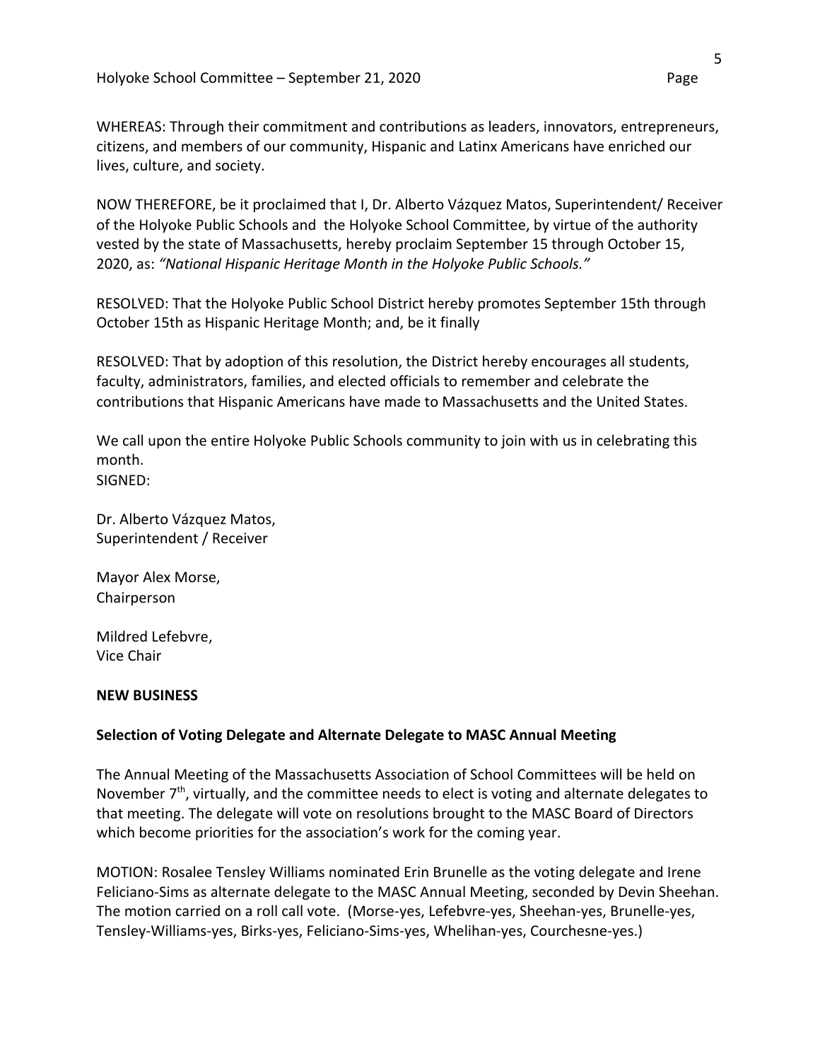WHEREAS: Through their commitment and contributions as leaders, innovators, entrepreneurs, citizens, and members of our community, Hispanic and Latinx Americans have enriched our lives, culture, and society.

NOW THEREFORE, be it proclaimed that I, Dr. Alberto Vázquez Matos, Superintendent/ Receiver of the Holyoke Public Schools and the Holyoke School Committee, by virtue of the authority vested by the state of Massachusetts, hereby proclaim September 15 through October 15, 2020, as: *"National Hispanic Heritage Month in the Holyoke Public Schools."*

RESOLVED: That the Holyoke Public School District hereby promotes September 15th through October 15th as Hispanic Heritage Month; and, be it finally

RESOLVED: That by adoption of this resolution, the District hereby encourages all students, faculty, administrators, families, and elected officials to remember and celebrate the contributions that Hispanic Americans have made to Massachusetts and the United States.

We call upon the entire Holyoke Public Schools community to join with us in celebrating this month.
SIGNED:

Dr. Alberto Vázquez Matos,
Superintendent / Receiver

Mayor Alex Morse,
Chairperson

Mildred Lefebvre,
Vice Chair

**NEW BUSINESS**

**Selection of Voting Delegate and Alternate Delegate to MASC Annual Meeting**

The Annual Meeting of the Massachusetts Association of School Committees will be held on November 7th, virtually, and the committee needs to elect is voting and alternate delegates to that meeting. The delegate will vote on resolutions brought to the MASC Board of Directors which become priorities for the association's work for the coming year.

MOTION: Rosalee Tensley Williams nominated Erin Brunelle as the voting delegate and Irene Feliciano-Sims as alternate delegate to the MASC Annual Meeting, seconded by Devin Sheehan. The motion carried on a roll call vote. (Morse-yes, Lefebvre-yes, Sheehan-yes, Brunelle-yes, Tensley-Williams-yes, Birks-yes, Feliciano-Sims-yes, Whelihan-yes, Courchesne-yes.)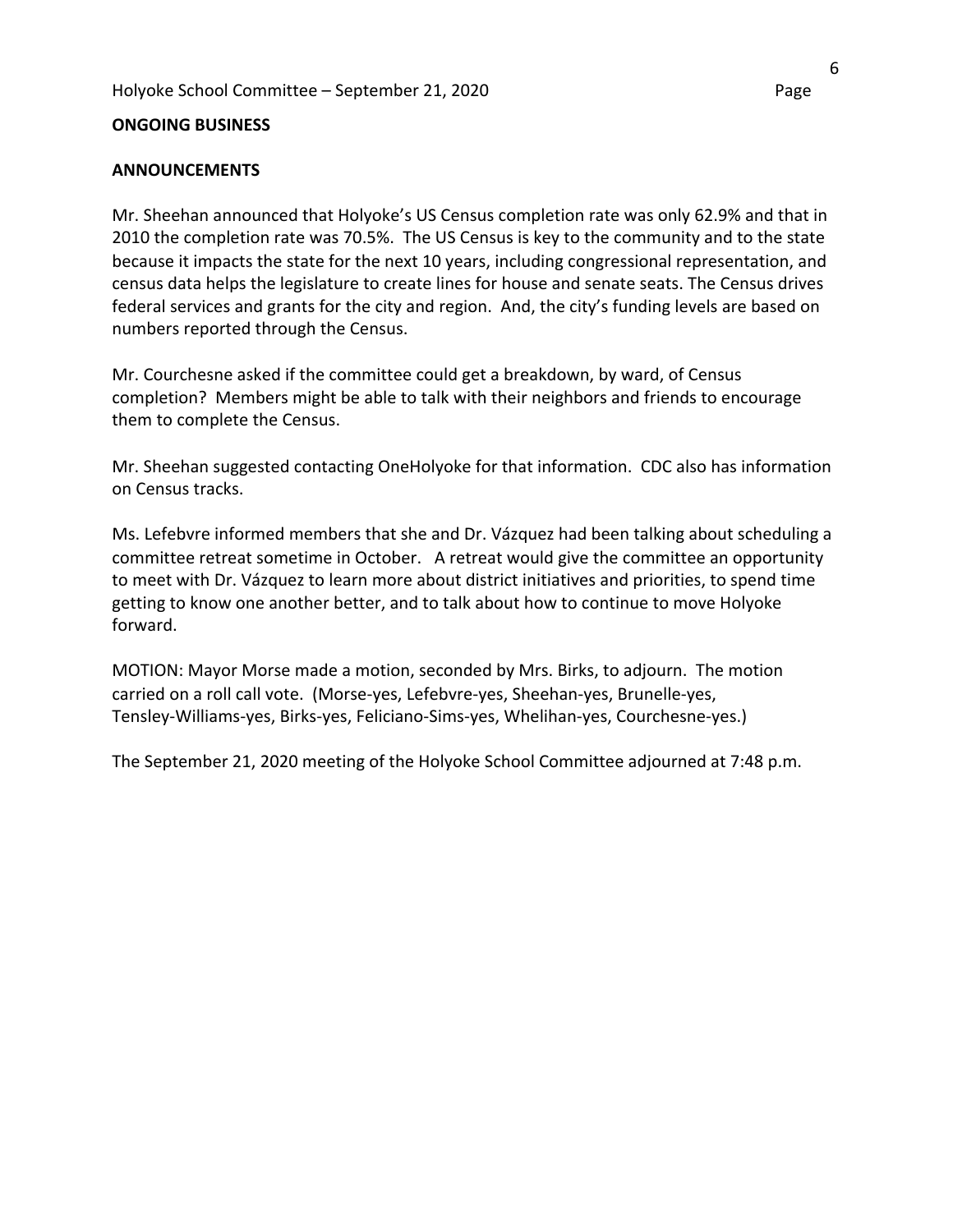**ONGOING BUSINESS**

**ANNOUNCEMENTS**

Mr. Sheehan announced that Holyoke's US Census completion rate was only 62.9% and that in 2010 the completion rate was 70.5%. The US Census is key to the community and to the state because it impacts the state for the next 10 years, including congressional representation, and census data helps the legislature to create lines for house and senate seats. The Census drives federal services and grants for the city and region. And, the city's funding levels are based on numbers reported through the Census.

Mr. Courchesne asked if the committee could get a breakdown, by ward, of Census completion? Members might be able to talk with their neighbors and friends to encourage them to complete the Census.

Mr. Sheehan suggested contacting OneHolyoke for that information. CDC also has information on Census tracks.

Ms. Lefebvre informed members that she and Dr. Vázquez had been talking about scheduling a committee retreat sometime in October. A retreat would give the committee an opportunity to meet with Dr. Vázquez to learn more about district initiatives and priorities, to spend time getting to know one another better, and to talk about how to continue to move Holyoke forward.

MOTION: Mayor Morse made a motion, seconded by Mrs. Birks, to adjourn. The motion carried on a roll call vote. (Morse-yes, Lefebvre-yes, Sheehan-yes, Brunelle-yes, Tensley-Williams-yes, Birks-yes, Feliciano-Sims-yes, Whelihan-yes, Courchesne-yes.)

The September 21, 2020 meeting of the Holyoke School Committee adjourned at 7:48 p.m.